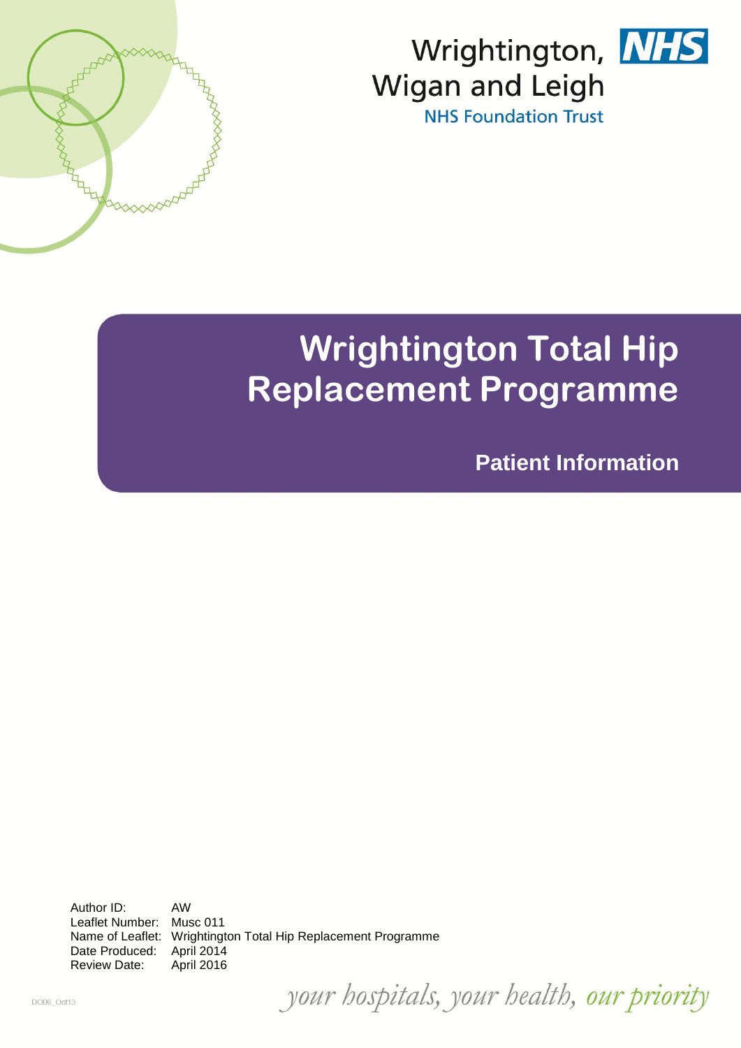Wrightington, Wigan and Leigh NHS Foundation Trust

# Wrightington Total Hip Replacement Programme

**Patient Information**

Author ID: AW
Leaflet Number: Musc 011
Name of Leaflet: Wrightington Total Hip Replacement Programme
Date Produced: April 2014
Review Date: April 2016

DO06_Oct13

*your hospitals, your health, our priority*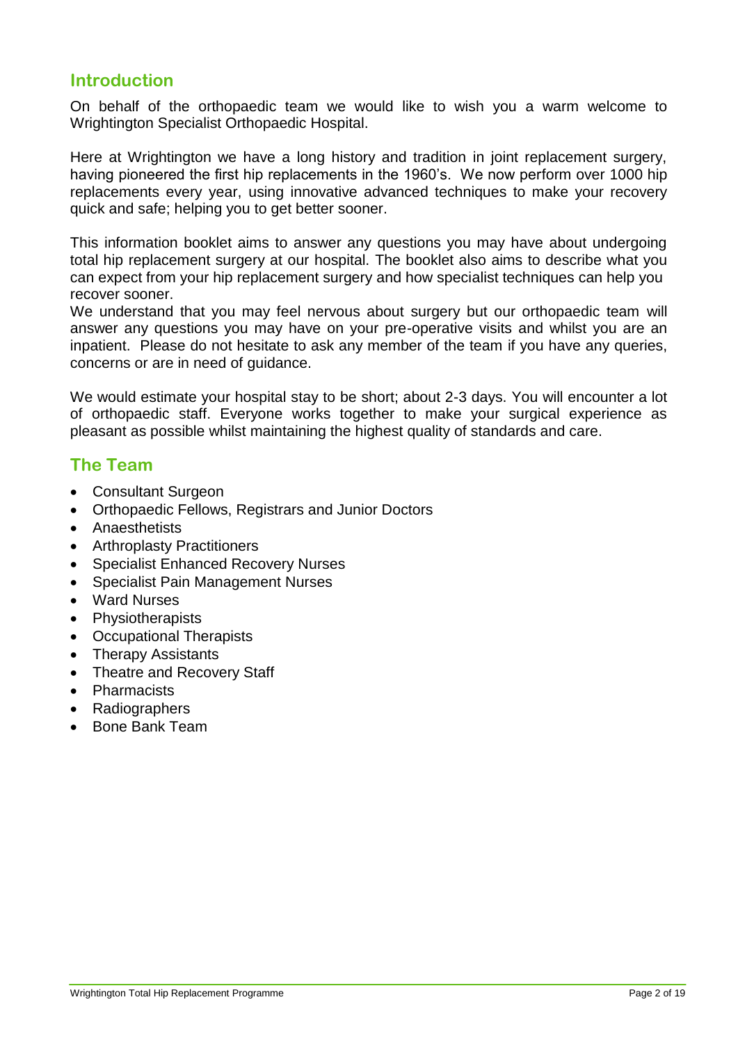## Introduction

On behalf of the orthopaedic team we would like to wish you a warm welcome to Wrightington Specialist Orthopaedic Hospital.

Here at Wrightington we have a long history and tradition in joint replacement surgery, having pioneered the first hip replacements in the 1960's. We now perform over 1000 hip replacements every year, using innovative advanced techniques to make your recovery quick and safe; helping you to get better sooner.

This information booklet aims to answer any questions you may have about undergoing total hip replacement surgery at our hospital. The booklet also aims to describe what you can expect from your hip replacement surgery and how specialist techniques can help you recover sooner.
We understand that you may feel nervous about surgery but our orthopaedic team will answer any questions you may have on your pre-operative visits and whilst you are an inpatient. Please do not hesitate to ask any member of the team if you have any queries, concerns or are in need of guidance.

We would estimate your hospital stay to be short; about 2-3 days. You will encounter a lot of orthopaedic staff. Everyone works together to make your surgical experience as pleasant as possible whilst maintaining the highest quality of standards and care.

## The Team

- Consultant Surgeon
- Orthopaedic Fellows, Registrars and Junior Doctors
- Anaesthetists
- Arthroplasty Practitioners
- Specialist Enhanced Recovery Nurses
- Specialist Pain Management Nurses
- Ward Nurses
- Physiotherapists
- Occupational Therapists
- Therapy Assistants
- Theatre and Recovery Staff
- Pharmacists
- Radiographers
- Bone Bank Team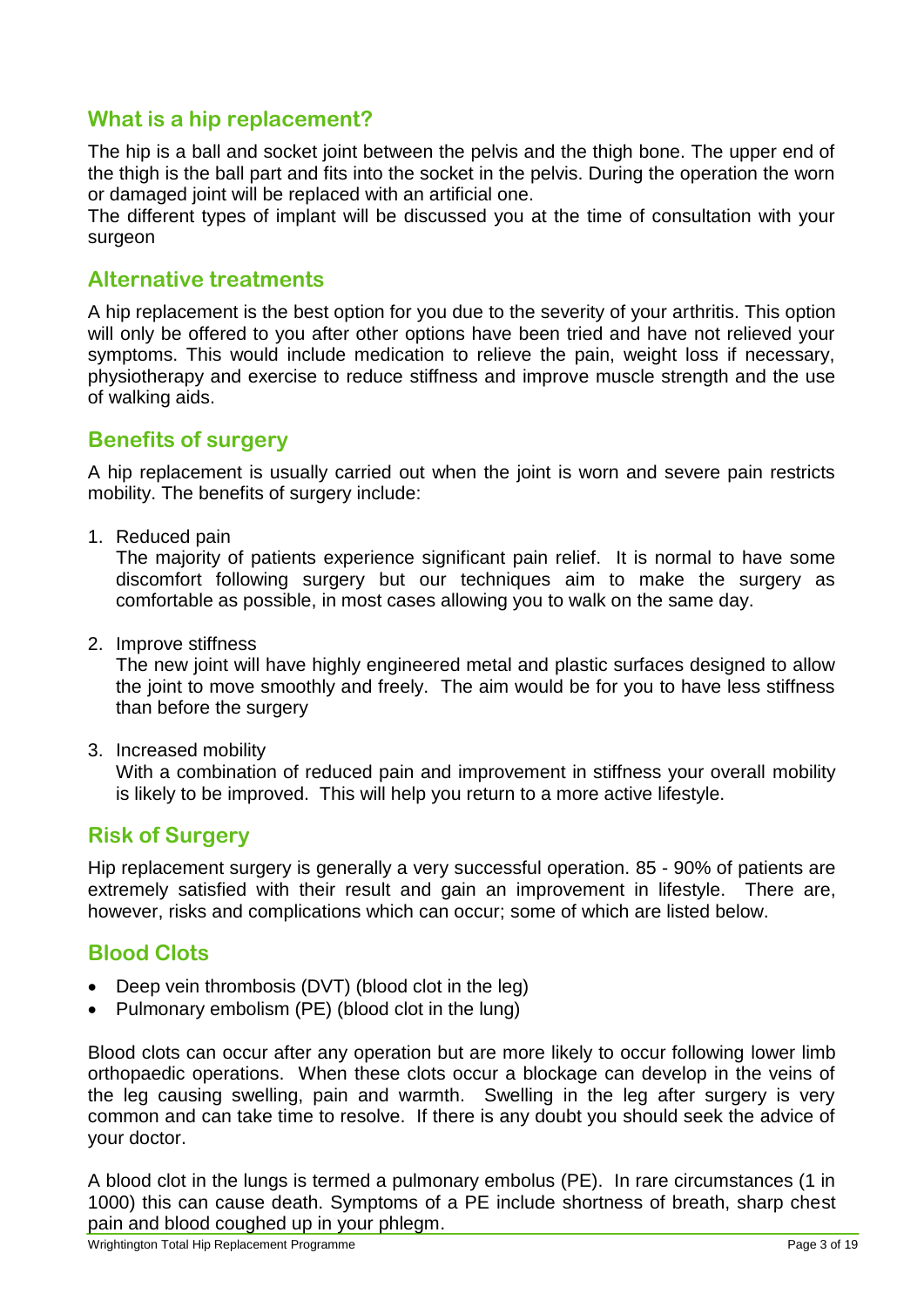## What is a hip replacement?

The hip is a ball and socket joint between the pelvis and the thigh bone. The upper end of the thigh is the ball part and fits into the socket in the pelvis. During the operation the worn or damaged joint will be replaced with an artificial one.

The different types of implant will be discussed you at the time of consultation with your surgeon

## Alternative treatments

A hip replacement is the best option for you due to the severity of your arthritis. This option will only be offered to you after other options have been tried and have not relieved your symptoms. This would include medication to relieve the pain, weight loss if necessary, physiotherapy and exercise to reduce stiffness and improve muscle strength and the use of walking aids.

## Benefits of surgery

A hip replacement is usually carried out when the joint is worn and severe pain restricts mobility. The benefits of surgery include:

1. Reduced pain

   The majority of patients experience significant pain relief. It is normal to have some discomfort following surgery but our techniques aim to make the surgery as comfortable as possible, in most cases allowing you to walk on the same day.

2. Improve stiffness

   The new joint will have highly engineered metal and plastic surfaces designed to allow the joint to move smoothly and freely. The aim would be for you to have less stiffness than before the surgery

3. Increased mobility

   With a combination of reduced pain and improvement in stiffness your overall mobility is likely to be improved. This will help you return to a more active lifestyle.

## Risk of Surgery

Hip replacement surgery is generally a very successful operation. 85 - 90% of patients are extremely satisfied with their result and gain an improvement in lifestyle. There are, however, risks and complications which can occur; some of which are listed below.

## Blood Clots

- Deep vein thrombosis (DVT) (blood clot in the leg)
- Pulmonary embolism (PE) (blood clot in the lung)

Blood clots can occur after any operation but are more likely to occur following lower limb orthopaedic operations. When these clots occur a blockage can develop in the veins of the leg causing swelling, pain and warmth. Swelling in the leg after surgery is very common and can take time to resolve. If there is any doubt you should seek the advice of your doctor.

A blood clot in the lungs is termed a pulmonary embolus (PE). In rare circumstances (1 in 1000) this can cause death. Symptoms of a PE include shortness of breath, sharp chest pain and blood coughed up in your phlegm.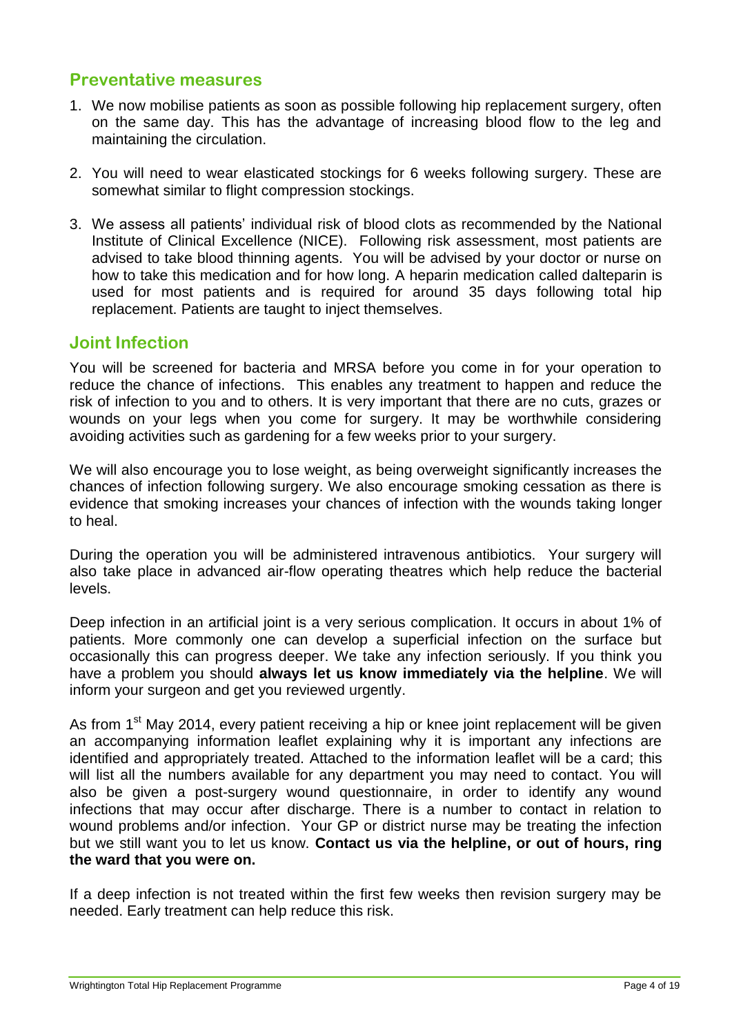## Preventative measures

1. We now mobilise patients as soon as possible following hip replacement surgery, often on the same day. This has the advantage of increasing blood flow to the leg and maintaining the circulation.

2. You will need to wear elasticated stockings for 6 weeks following surgery. These are somewhat similar to flight compression stockings.

3. We assess all patients' individual risk of blood clots as recommended by the National Institute of Clinical Excellence (NICE). Following risk assessment, most patients are advised to take blood thinning agents. You will be advised by your doctor or nurse on how to take this medication and for how long. A heparin medication called dalteparin is used for most patients and is required for around 35 days following total hip replacement. Patients are taught to inject themselves.

## Joint Infection

You will be screened for bacteria and MRSA before you come in for your operation to reduce the chance of infections. This enables any treatment to happen and reduce the risk of infection to you and to others. It is very important that there are no cuts, grazes or wounds on your legs when you come for surgery. It may be worthwhile considering avoiding activities such as gardening for a few weeks prior to your surgery.

We will also encourage you to lose weight, as being overweight significantly increases the chances of infection following surgery. We also encourage smoking cessation as there is evidence that smoking increases your chances of infection with the wounds taking longer to heal.

During the operation you will be administered intravenous antibiotics. Your surgery will also take place in advanced air-flow operating theatres which help reduce the bacterial levels.

Deep infection in an artificial joint is a very serious complication. It occurs in about 1% of patients. More commonly one can develop a superficial infection on the surface but occasionally this can progress deeper. We take any infection seriously. If you think you have a problem you should **always let us know immediately via the helpline**. We will inform your surgeon and get you reviewed urgently.

As from 1st May 2014, every patient receiving a hip or knee joint replacement will be given an accompanying information leaflet explaining why it is important any infections are identified and appropriately treated. Attached to the information leaflet will be a card; this will list all the numbers available for any department you may need to contact. You will also be given a post-surgery wound questionnaire, in order to identify any wound infections that may occur after discharge. There is a number to contact in relation to wound problems and/or infection. Your GP or district nurse may be treating the infection but we still want you to let us know. **Contact us via the helpline, or out of hours, ring the ward that you were on.**

If a deep infection is not treated within the first few weeks then revision surgery may be needed. Early treatment can help reduce this risk.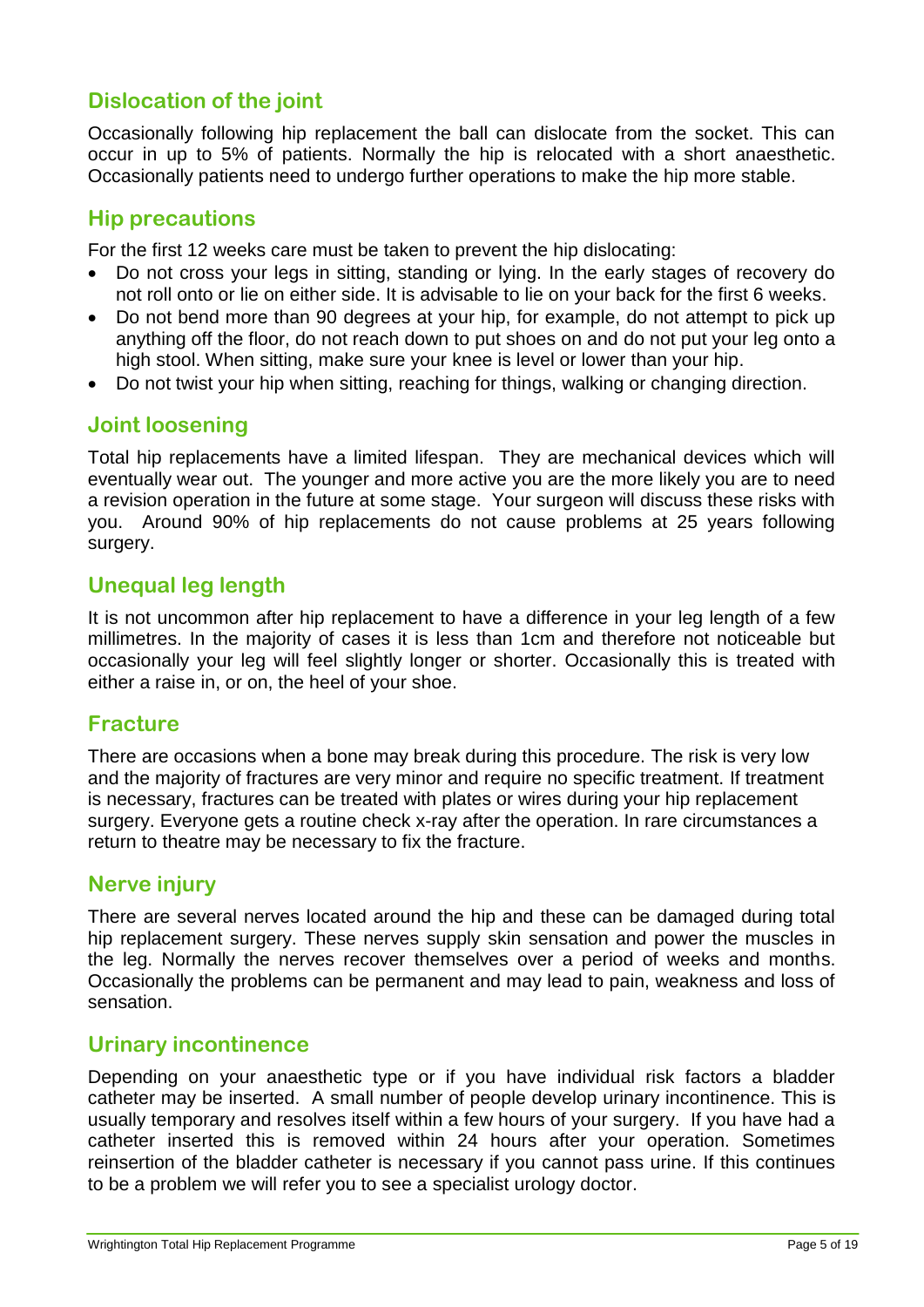## Dislocation of the joint

Occasionally following hip replacement the ball can dislocate from the socket. This can occur in up to 5% of patients. Normally the hip is relocated with a short anaesthetic. Occasionally patients need to undergo further operations to make the hip more stable.

## Hip precautions

For the first 12 weeks care must be taken to prevent the hip dislocating:

- Do not cross your legs in sitting, standing or lying. In the early stages of recovery do not roll onto or lie on either side. It is advisable to lie on your back for the first 6 weeks.
- Do not bend more than 90 degrees at your hip, for example, do not attempt to pick up anything off the floor, do not reach down to put shoes on and do not put your leg onto a high stool. When sitting, make sure your knee is level or lower than your hip.
- Do not twist your hip when sitting, reaching for things, walking or changing direction.

## Joint loosening

Total hip replacements have a limited lifespan. They are mechanical devices which will eventually wear out. The younger and more active you are the more likely you are to need a revision operation in the future at some stage. Your surgeon will discuss these risks with you. Around 90% of hip replacements do not cause problems at 25 years following surgery.

## Unequal leg length

It is not uncommon after hip replacement to have a difference in your leg length of a few millimetres. In the majority of cases it is less than 1cm and therefore not noticeable but occasionally your leg will feel slightly longer or shorter. Occasionally this is treated with either a raise in, or on, the heel of your shoe.

## Fracture

There are occasions when a bone may break during this procedure. The risk is very low and the majority of fractures are very minor and require no specific treatment. If treatment is necessary, fractures can be treated with plates or wires during your hip replacement surgery. Everyone gets a routine check x-ray after the operation. In rare circumstances a return to theatre may be necessary to fix the fracture.

## Nerve injury

There are several nerves located around the hip and these can be damaged during total hip replacement surgery. These nerves supply skin sensation and power the muscles in the leg. Normally the nerves recover themselves over a period of weeks and months. Occasionally the problems can be permanent and may lead to pain, weakness and loss of sensation.

## Urinary incontinence

Depending on your anaesthetic type or if you have individual risk factors a bladder catheter may be inserted. A small number of people develop urinary incontinence. This is usually temporary and resolves itself within a few hours of your surgery. If you have had a catheter inserted this is removed within 24 hours after your operation. Sometimes reinsertion of the bladder catheter is necessary if you cannot pass urine. If this continues to be a problem we will refer you to see a specialist urology doctor.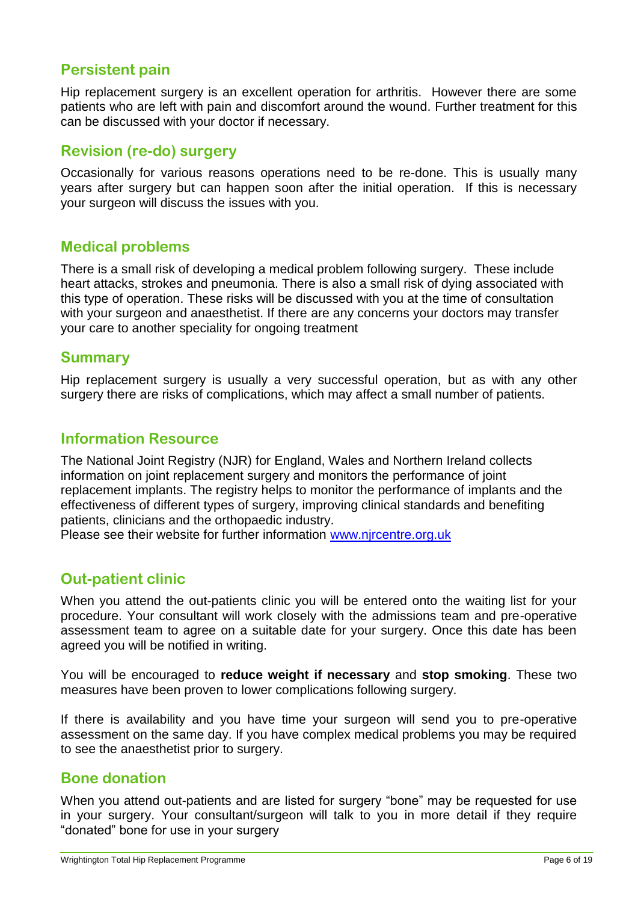## Persistent pain

Hip replacement surgery is an excellent operation for arthritis. However there are some patients who are left with pain and discomfort around the wound. Further treatment for this can be discussed with your doctor if necessary.

## Revision (re-do) surgery

Occasionally for various reasons operations need to be re-done. This is usually many years after surgery but can happen soon after the initial operation. If this is necessary your surgeon will discuss the issues with you.

## Medical problems

There is a small risk of developing a medical problem following surgery. These include heart attacks, strokes and pneumonia. There is also a small risk of dying associated with this type of operation. These risks will be discussed with you at the time of consultation with your surgeon and anaesthetist. If there are any concerns your doctors may transfer your care to another speciality for ongoing treatment

## Summary

Hip replacement surgery is usually a very successful operation, but as with any other surgery there are risks of complications, which may affect a small number of patients.

## Information Resource

The National Joint Registry (NJR) for England, Wales and Northern Ireland collects information on joint replacement surgery and monitors the performance of joint replacement implants. The registry helps to monitor the performance of implants and the effectiveness of different types of surgery, improving clinical standards and benefiting patients, clinicians and the orthopaedic industry.
Please see their website for further information [www.njrcentre.org.uk](http://www.njrcentre.org.uk)

## Out-patient clinic

When you attend the out-patients clinic you will be entered onto the waiting list for your procedure. Your consultant will work closely with the admissions team and pre-operative assessment team to agree on a suitable date for your surgery. Once this date has been agreed you will be notified in writing.

You will be encouraged to **reduce weight if necessary** and **stop smoking**. These two measures have been proven to lower complications following surgery.

If there is availability and you have time your surgeon will send you to pre-operative assessment on the same day. If you have complex medical problems you may be required to see the anaesthetist prior to surgery.

## Bone donation

When you attend out-patients and are listed for surgery "bone" may be requested for use in your surgery. Your consultant/surgeon will talk to you in more detail if they require "donated" bone for use in your surgery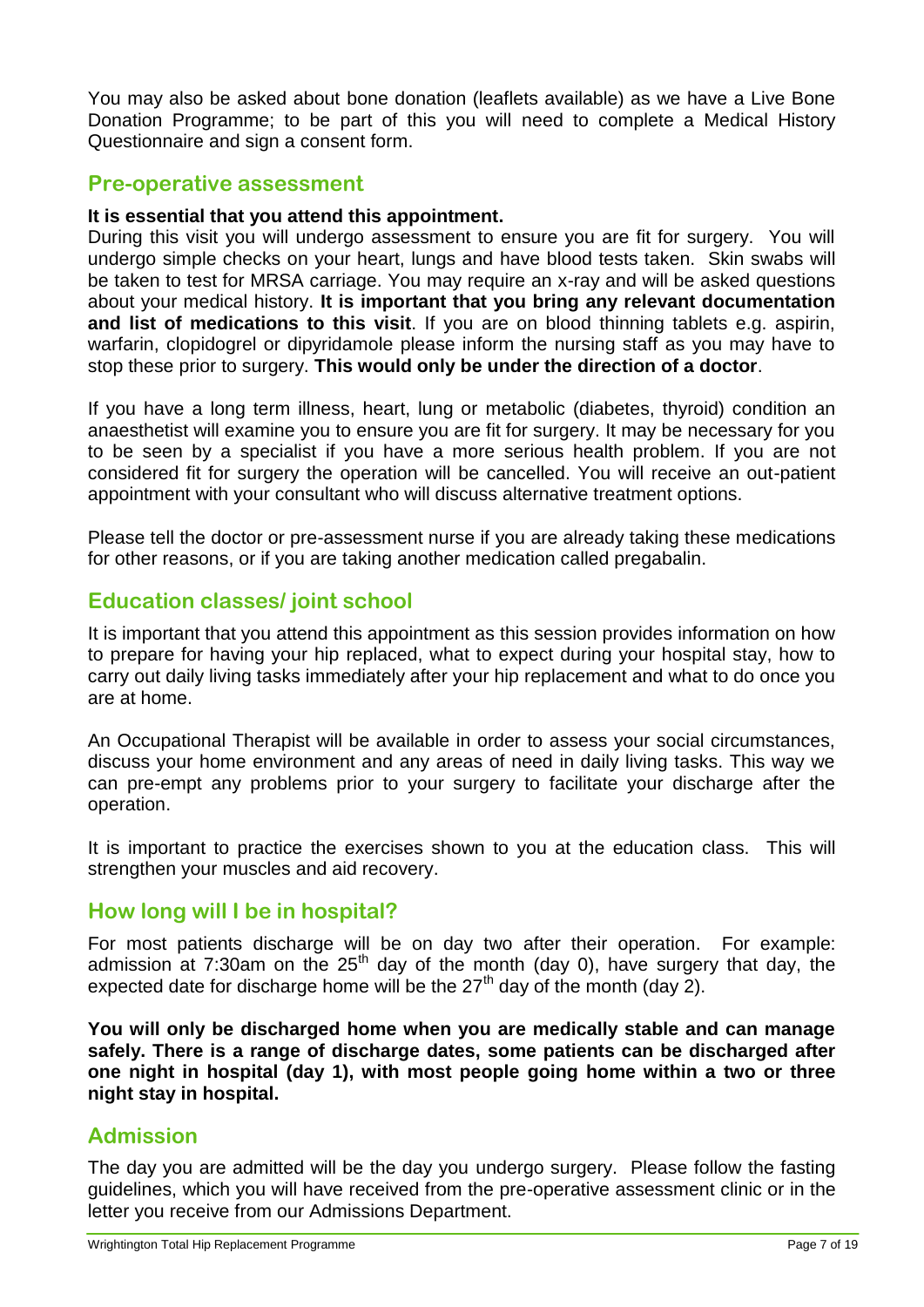You may also be asked about bone donation (leaflets available) as we have a Live Bone Donation Programme; to be part of this you will need to complete a Medical History Questionnaire and sign a consent form.

## Pre-operative assessment

**It is essential that you attend this appointment.**

During this visit you will undergo assessment to ensure you are fit for surgery. You will undergo simple checks on your heart, lungs and have blood tests taken. Skin swabs will be taken to test for MRSA carriage. You may require an x-ray and will be asked questions about your medical history. **It is important that you bring any relevant documentation and list of medications to this visit**. If you are on blood thinning tablets e.g. aspirin, warfarin, clopidogrel or dipyridamole please inform the nursing staff as you may have to stop these prior to surgery. **This would only be under the direction of a doctor**.

If you have a long term illness, heart, lung or metabolic (diabetes, thyroid) condition an anaesthetist will examine you to ensure you are fit for surgery. It may be necessary for you to be seen by a specialist if you have a more serious health problem. If you are not considered fit for surgery the operation will be cancelled. You will receive an out-patient appointment with your consultant who will discuss alternative treatment options.

Please tell the doctor or pre-assessment nurse if you are already taking these medications for other reasons, or if you are taking another medication called pregabalin.

## Education classes/ joint school

It is important that you attend this appointment as this session provides information on how to prepare for having your hip replaced, what to expect during your hospital stay, how to carry out daily living tasks immediately after your hip replacement and what to do once you are at home.

An Occupational Therapist will be available in order to assess your social circumstances, discuss your home environment and any areas of need in daily living tasks. This way we can pre-empt any problems prior to your surgery to facilitate your discharge after the operation.

It is important to practice the exercises shown to you at the education class. This will strengthen your muscles and aid recovery.

## How long will I be in hospital?

For most patients discharge will be on day two after their operation. For example: admission at 7:30am on the 25th day of the month (day 0), have surgery that day, the expected date for discharge home will be the 27th day of the month (day 2).

**You will only be discharged home when you are medically stable and can manage safely. There is a range of discharge dates, some patients can be discharged after one night in hospital (day 1), with most people going home within a two or three night stay in hospital.**

## Admission

The day you are admitted will be the day you undergo surgery. Please follow the fasting guidelines, which you will have received from the pre-operative assessment clinic or in the letter you receive from our Admissions Department.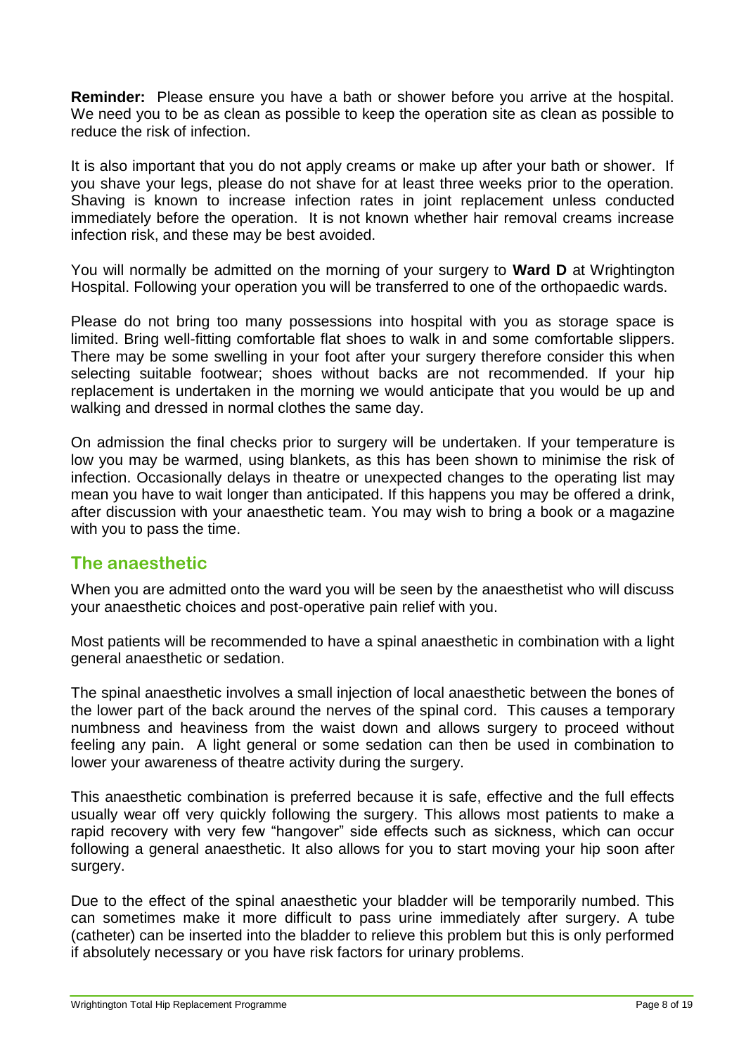**Reminder:** Please ensure you have a bath or shower before you arrive at the hospital. We need you to be as clean as possible to keep the operation site as clean as possible to reduce the risk of infection.

It is also important that you do not apply creams or make up after your bath or shower. If you shave your legs, please do not shave for at least three weeks prior to the operation. Shaving is known to increase infection rates in joint replacement unless conducted immediately before the operation. It is not known whether hair removal creams increase infection risk, and these may be best avoided.

You will normally be admitted on the morning of your surgery to **Ward D** at Wrightington Hospital. Following your operation you will be transferred to one of the orthopaedic wards.

Please do not bring too many possessions into hospital with you as storage space is limited. Bring well-fitting comfortable flat shoes to walk in and some comfortable slippers. There may be some swelling in your foot after your surgery therefore consider this when selecting suitable footwear; shoes without backs are not recommended. If your hip replacement is undertaken in the morning we would anticipate that you would be up and walking and dressed in normal clothes the same day.

On admission the final checks prior to surgery will be undertaken. If your temperature is low you may be warmed, using blankets, as this has been shown to minimise the risk of infection. Occasionally delays in theatre or unexpected changes to the operating list may mean you have to wait longer than anticipated. If this happens you may be offered a drink, after discussion with your anaesthetic team. You may wish to bring a book or a magazine with you to pass the time.

## The anaesthetic

When you are admitted onto the ward you will be seen by the anaesthetist who will discuss your anaesthetic choices and post-operative pain relief with you.

Most patients will be recommended to have a spinal anaesthetic in combination with a light general anaesthetic or sedation.

The spinal anaesthetic involves a small injection of local anaesthetic between the bones of the lower part of the back around the nerves of the spinal cord. This causes a temporary numbness and heaviness from the waist down and allows surgery to proceed without feeling any pain. A light general or some sedation can then be used in combination to lower your awareness of theatre activity during the surgery.

This anaesthetic combination is preferred because it is safe, effective and the full effects usually wear off very quickly following the surgery. This allows most patients to make a rapid recovery with very few "hangover" side effects such as sickness, which can occur following a general anaesthetic. It also allows for you to start moving your hip soon after surgery.

Due to the effect of the spinal anaesthetic your bladder will be temporarily numbed. This can sometimes make it more difficult to pass urine immediately after surgery. A tube (catheter) can be inserted into the bladder to relieve this problem but this is only performed if absolutely necessary or you have risk factors for urinary problems.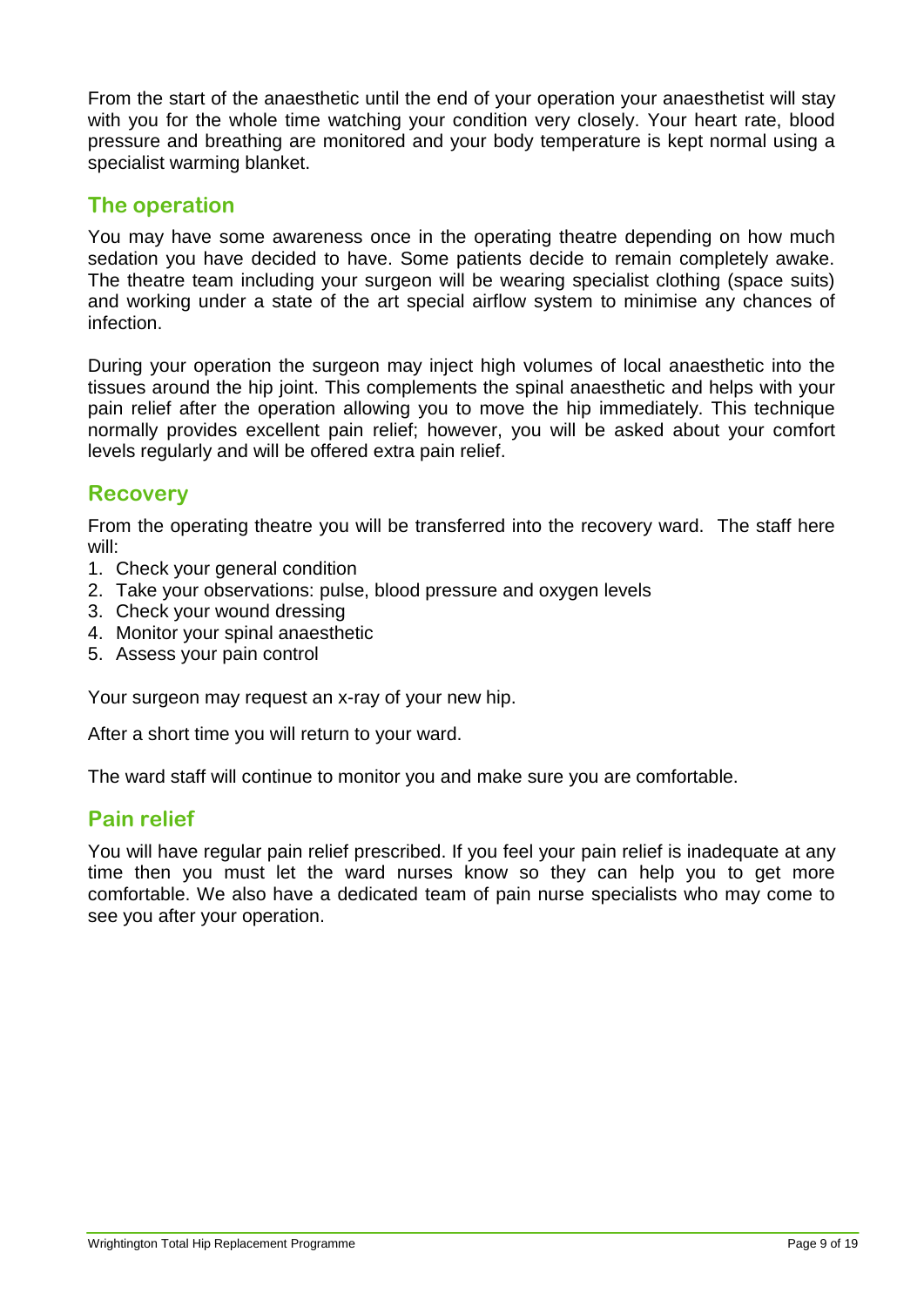From the start of the anaesthetic until the end of your operation your anaesthetist will stay with you for the whole time watching your condition very closely. Your heart rate, blood pressure and breathing are monitored and your body temperature is kept normal using a specialist warming blanket.

## The operation

You may have some awareness once in the operating theatre depending on how much sedation you have decided to have. Some patients decide to remain completely awake. The theatre team including your surgeon will be wearing specialist clothing (space suits) and working under a state of the art special airflow system to minimise any chances of infection.

During your operation the surgeon may inject high volumes of local anaesthetic into the tissues around the hip joint. This complements the spinal anaesthetic and helps with your pain relief after the operation allowing you to move the hip immediately. This technique normally provides excellent pain relief; however, you will be asked about your comfort levels regularly and will be offered extra pain relief.

## Recovery

From the operating theatre you will be transferred into the recovery ward. The staff here will:

1. Check your general condition
2. Take your observations: pulse, blood pressure and oxygen levels
3. Check your wound dressing
4. Monitor your spinal anaesthetic
5. Assess your pain control

Your surgeon may request an x-ray of your new hip.

After a short time you will return to your ward.

The ward staff will continue to monitor you and make sure you are comfortable.

## Pain relief

You will have regular pain relief prescribed. If you feel your pain relief is inadequate at any time then you must let the ward nurses know so they can help you to get more comfortable. We also have a dedicated team of pain nurse specialists who may come to see you after your operation.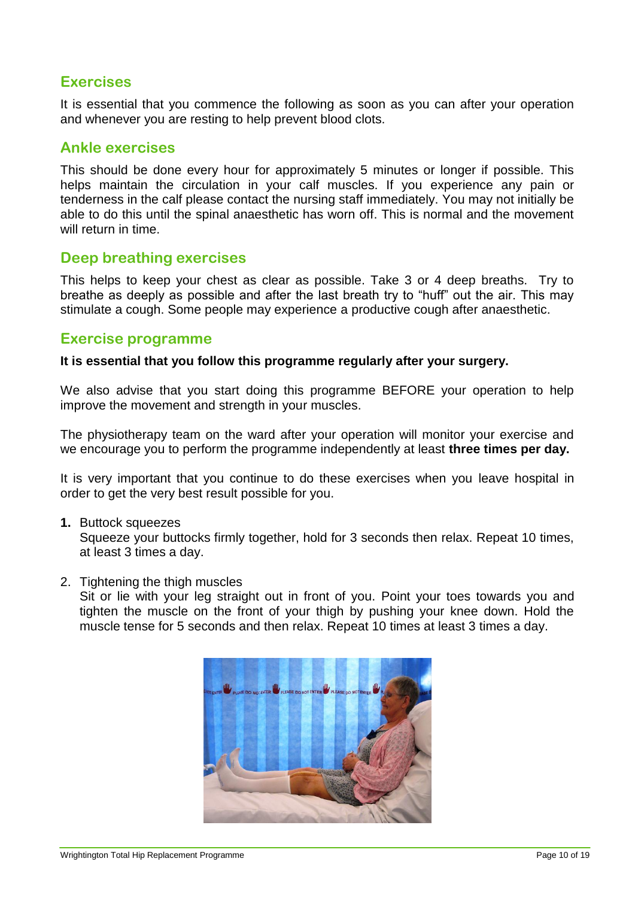## Exercises

It is essential that you commence the following as soon as you can after your operation and whenever you are resting to help prevent blood clots.

## Ankle exercises

This should be done every hour for approximately 5 minutes or longer if possible. This helps maintain the circulation in your calf muscles. If you experience any pain or tenderness in the calf please contact the nursing staff immediately. You may not initially be able to do this until the spinal anaesthetic has worn off. This is normal and the movement will return in time.

## Deep breathing exercises

This helps to keep your chest as clear as possible. Take 3 or 4 deep breaths. Try to breathe as deeply as possible and after the last breath try to "huff" out the air. This may stimulate a cough. Some people may experience a productive cough after anaesthetic.

## Exercise programme

**It is essential that you follow this programme regularly after your surgery.**

We also advise that you start doing this programme BEFORE your operation to help improve the movement and strength in your muscles.

The physiotherapy team on the ward after your operation will monitor your exercise and we encourage you to perform the programme independently at least **three times per day.**

It is very important that you continue to do these exercises when you leave hospital in order to get the very best result possible for you.

1. Buttock squeezes
   Squeeze your buttocks firmly together, hold for 3 seconds then relax. Repeat 10 times, at least 3 times a day.

2. Tightening the thigh muscles
   Sit or lie with your leg straight out in front of you. Point your toes towards you and tighten the muscle on the front of your thigh by pushing your knee down. Hold the muscle tense for 5 seconds and then relax. Repeat 10 times at least 3 times a day.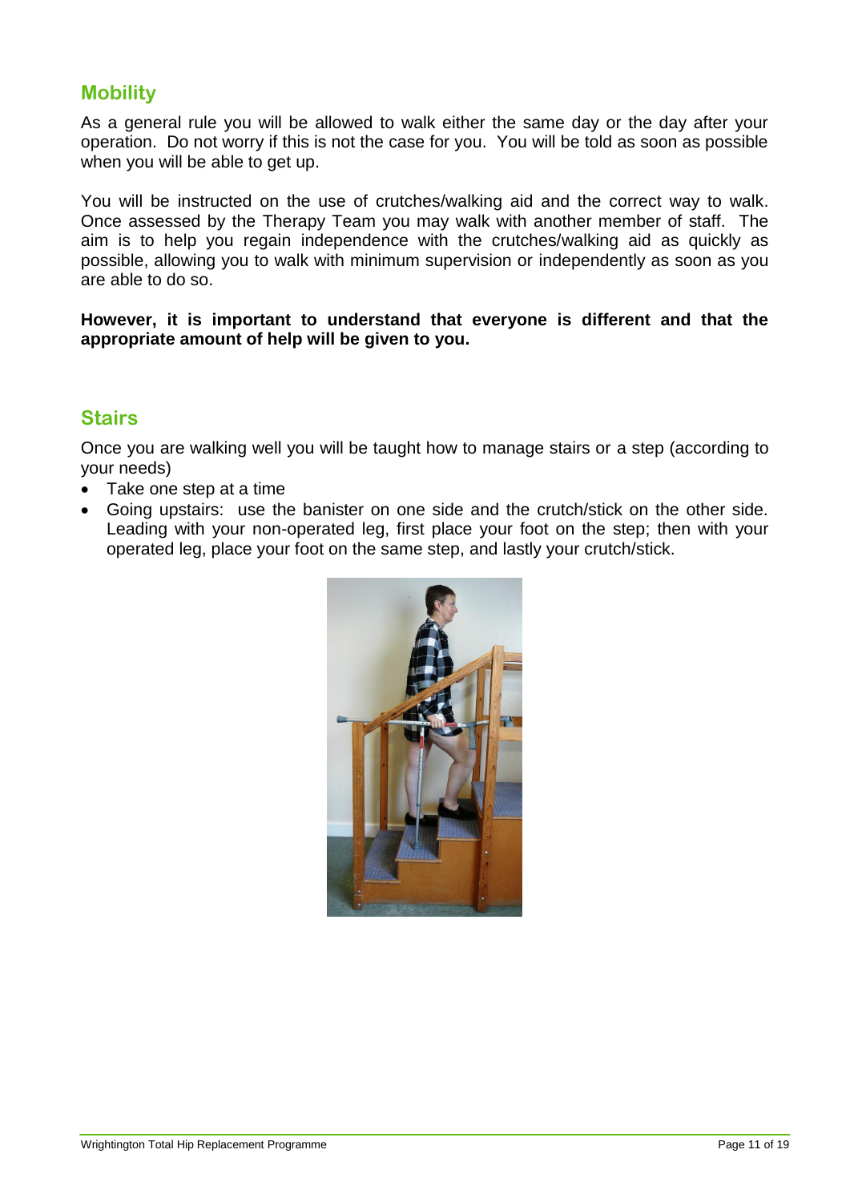## Mobility

As a general rule you will be allowed to walk either the same day or the day after your operation. Do not worry if this is not the case for you. You will be told as soon as possible when you will be able to get up.

You will be instructed on the use of crutches/walking aid and the correct way to walk. Once assessed by the Therapy Team you may walk with another member of staff. The aim is to help you regain independence with the crutches/walking aid as quickly as possible, allowing you to walk with minimum supervision or independently as soon as you are able to do so.

**However, it is important to understand that everyone is different and that the appropriate amount of help will be given to you.**

## Stairs

Once you are walking well you will be taught how to manage stairs or a step (according to your needs)

- Take one step at a time
- Going upstairs: use the banister on one side and the crutch/stick on the other side. Leading with your non-operated leg, first place your foot on the step; then with your operated leg, place your foot on the same step, and lastly your crutch/stick.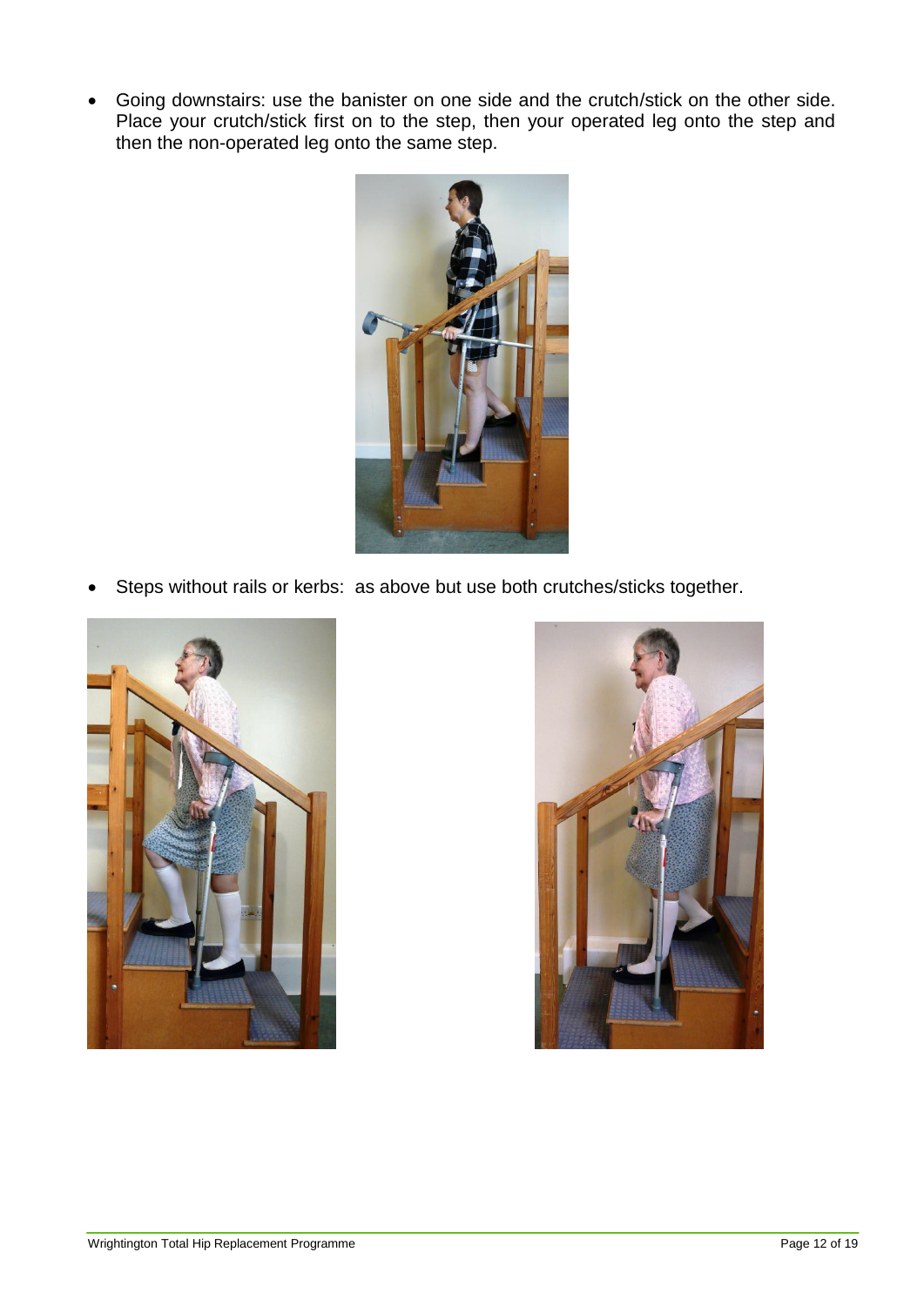- Going downstairs: use the banister on one side and the crutch/stick on the other side. Place your crutch/stick first on to the step, then your operated leg onto the step and then the non-operated leg onto the same step.

- Steps without rails or kerbs: as above but use both crutches/sticks together.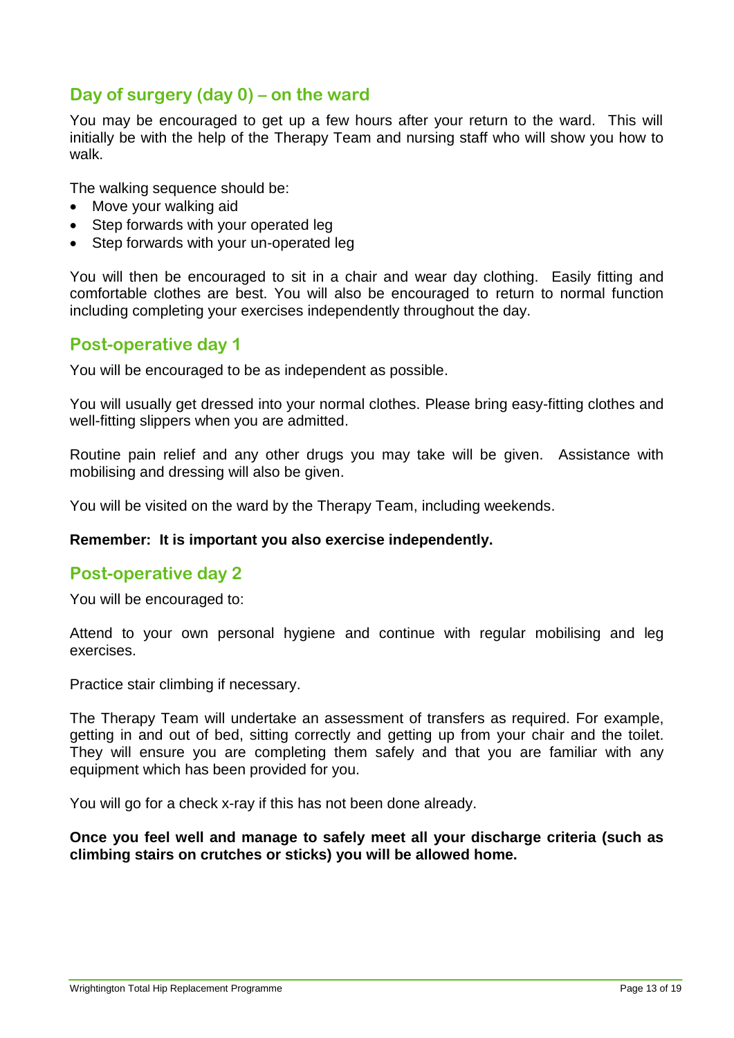## Day of surgery (day 0) – on the ward

You may be encouraged to get up a few hours after your return to the ward. This will initially be with the help of the Therapy Team and nursing staff who will show you how to walk.

The walking sequence should be:

- Move your walking aid
- Step forwards with your operated leg
- Step forwards with your un-operated leg

You will then be encouraged to sit in a chair and wear day clothing. Easily fitting and comfortable clothes are best. You will also be encouraged to return to normal function including completing your exercises independently throughout the day.

## Post-operative day 1

You will be encouraged to be as independent as possible.

You will usually get dressed into your normal clothes. Please bring easy-fitting clothes and well-fitting slippers when you are admitted.

Routine pain relief and any other drugs you may take will be given. Assistance with mobilising and dressing will also be given.

You will be visited on the ward by the Therapy Team, including weekends.

**Remember: It is important you also exercise independently.**

## Post-operative day 2

You will be encouraged to:

Attend to your own personal hygiene and continue with regular mobilising and leg exercises.

Practice stair climbing if necessary.

The Therapy Team will undertake an assessment of transfers as required. For example, getting in and out of bed, sitting correctly and getting up from your chair and the toilet. They will ensure you are completing them safely and that you are familiar with any equipment which has been provided for you.

You will go for a check x-ray if this has not been done already.

**Once you feel well and manage to safely meet all your discharge criteria (such as climbing stairs on crutches or sticks) you will be allowed home.**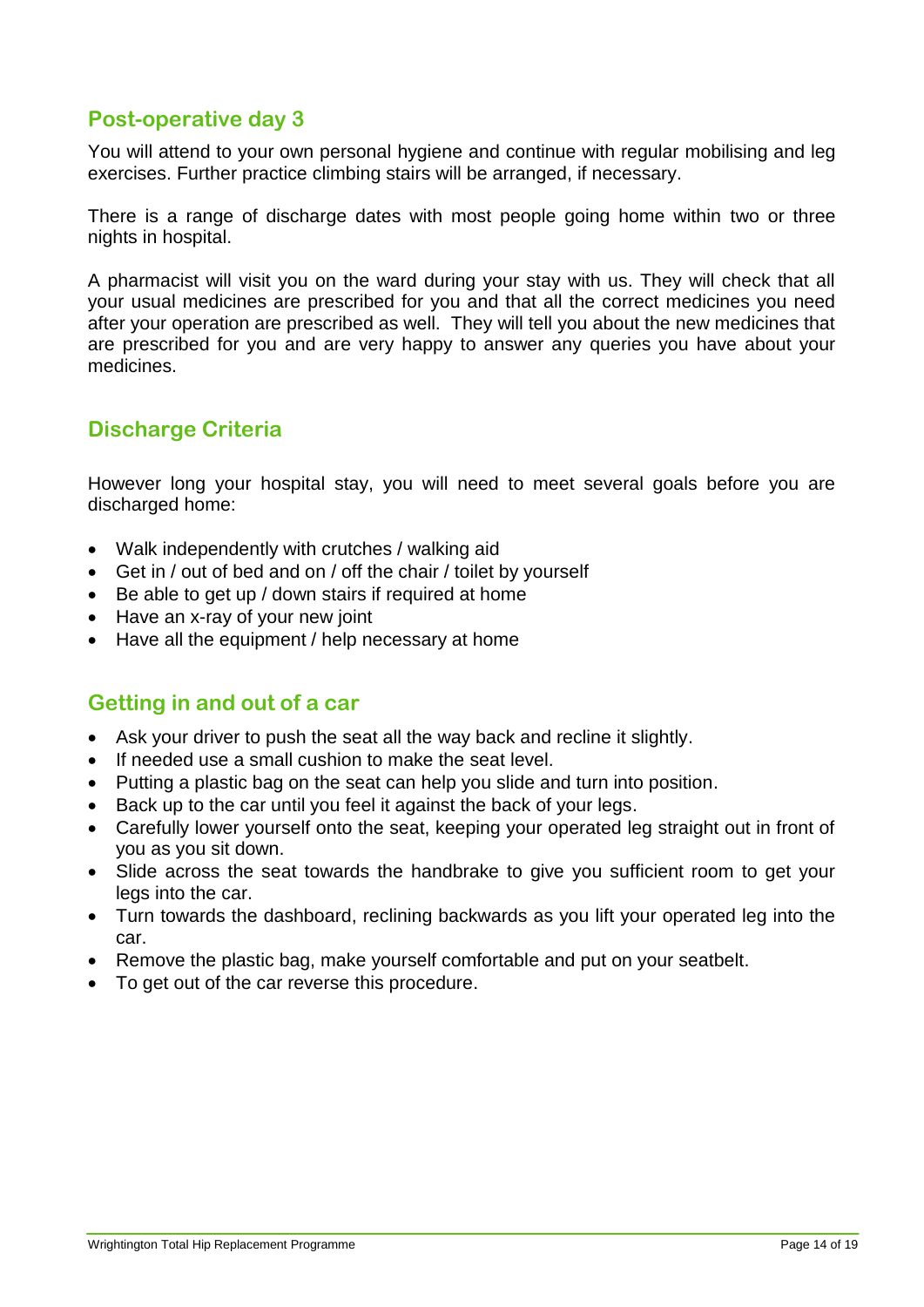## Post-operative day 3

You will attend to your own personal hygiene and continue with regular mobilising and leg exercises. Further practice climbing stairs will be arranged, if necessary.

There is a range of discharge dates with most people going home within two or three nights in hospital.

A pharmacist will visit you on the ward during your stay with us. They will check that all your usual medicines are prescribed for you and that all the correct medicines you need after your operation are prescribed as well. They will tell you about the new medicines that are prescribed for you and are very happy to answer any queries you have about your medicines.

## Discharge Criteria

However long your hospital stay, you will need to meet several goals before you are discharged home:

- Walk independently with crutches / walking aid
- Get in / out of bed and on / off the chair / toilet by yourself
- Be able to get up / down stairs if required at home
- Have an x-ray of your new joint
- Have all the equipment / help necessary at home

## Getting in and out of a car

- Ask your driver to push the seat all the way back and recline it slightly.
- If needed use a small cushion to make the seat level.
- Putting a plastic bag on the seat can help you slide and turn into position.
- Back up to the car until you feel it against the back of your legs.
- Carefully lower yourself onto the seat, keeping your operated leg straight out in front of you as you sit down.
- Slide across the seat towards the handbrake to give you sufficient room to get your legs into the car.
- Turn towards the dashboard, reclining backwards as you lift your operated leg into the car.
- Remove the plastic bag, make yourself comfortable and put on your seatbelt.
- To get out of the car reverse this procedure.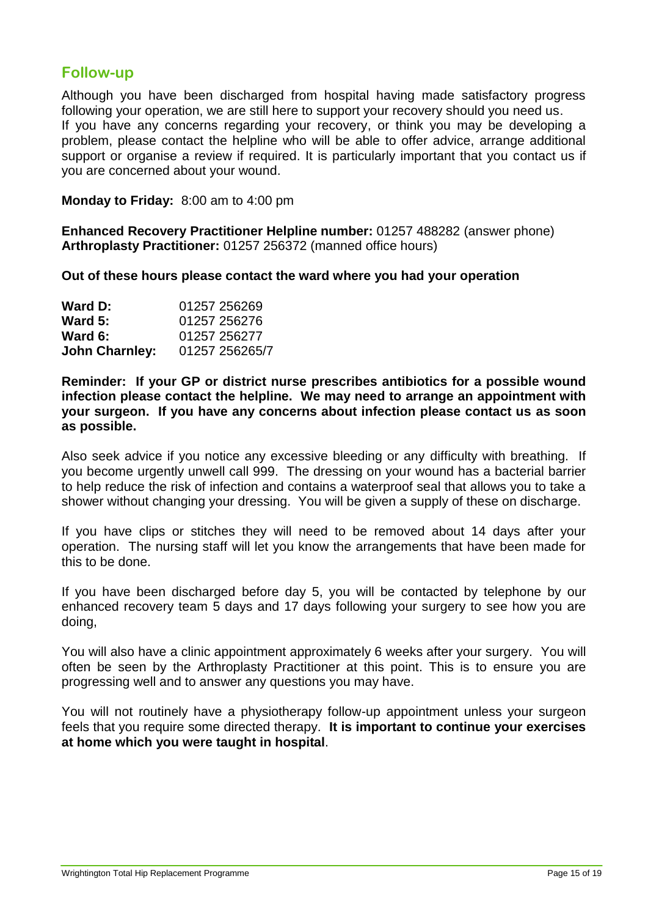## Follow-up

Although you have been discharged from hospital having made satisfactory progress following your operation, we are still here to support your recovery should you need us. If you have any concerns regarding your recovery, or think you may be developing a problem, please contact the helpline who will be able to offer advice, arrange additional support or organise a review if required. It is particularly important that you contact us if you are concerned about your wound.

**Monday to Friday:** 8:00 am to 4:00 pm

**Enhanced Recovery Practitioner Helpline number:** 01257 488282 (answer phone)
**Arthroplasty Practitioner:** 01257 256372 (manned office hours)

**Out of these hours please contact the ward where you had your operation**

| | |
|---|---|
| **Ward D:** | 01257 256269 |
| **Ward 5:** | 01257 256276 |
| **Ward 6:** | 01257 256277 |
| **John Charnley:** | 01257 256265/7 |

**Reminder: If your GP or district nurse prescribes antibiotics for a possible wound infection please contact the helpline. We may need to arrange an appointment with your surgeon. If you have any concerns about infection please contact us as soon as possible.**

Also seek advice if you notice any excessive bleeding or any difficulty with breathing. If you become urgently unwell call 999. The dressing on your wound has a bacterial barrier to help reduce the risk of infection and contains a waterproof seal that allows you to take a shower without changing your dressing. You will be given a supply of these on discharge.

If you have clips or stitches they will need to be removed about 14 days after your operation. The nursing staff will let you know the arrangements that have been made for this to be done.

If you have been discharged before day 5, you will be contacted by telephone by our enhanced recovery team 5 days and 17 days following your surgery to see how you are doing,

You will also have a clinic appointment approximately 6 weeks after your surgery. You will often be seen by the Arthroplasty Practitioner at this point. This is to ensure you are progressing well and to answer any questions you may have.

You will not routinely have a physiotherapy follow-up appointment unless your surgeon feels that you require some directed therapy. **It is important to continue your exercises at home which you were taught in hospital**.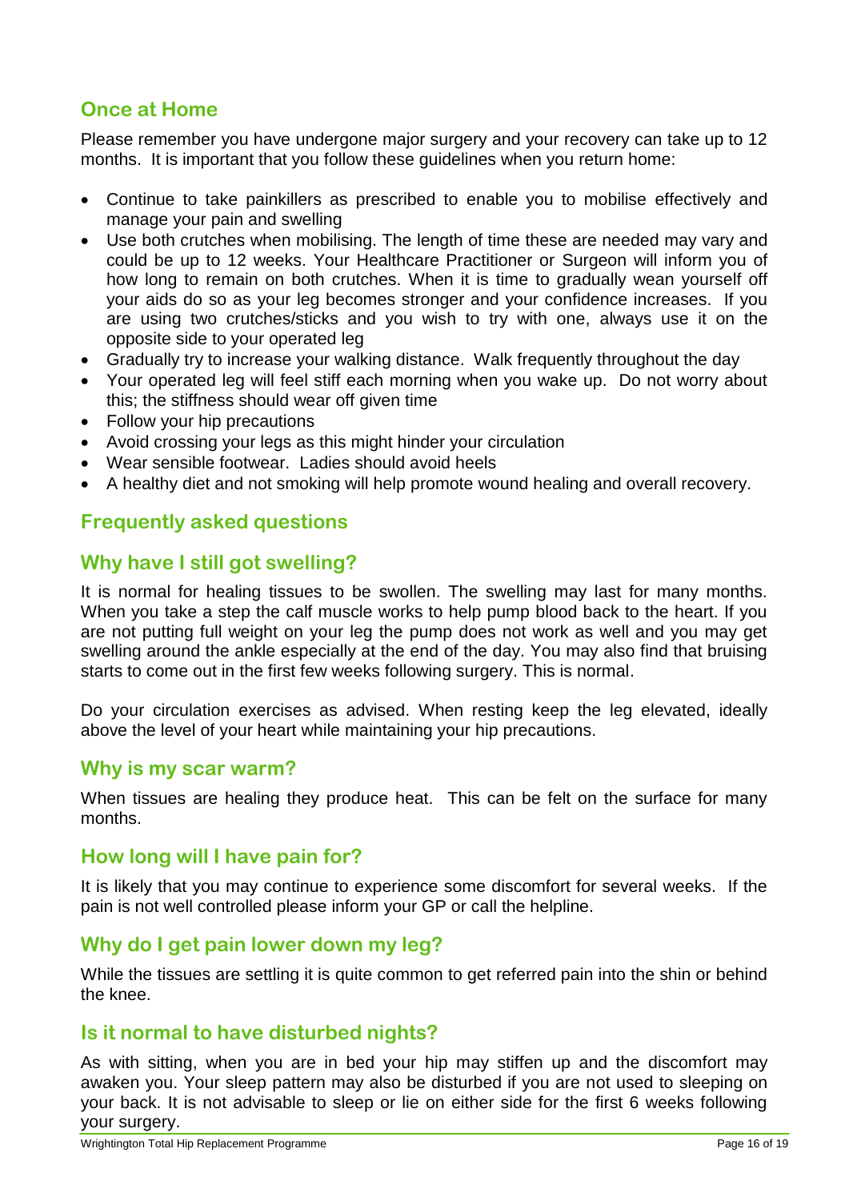## Once at Home

Please remember you have undergone major surgery and your recovery can take up to 12 months. It is important that you follow these guidelines when you return home:

- Continue to take painkillers as prescribed to enable you to mobilise effectively and manage your pain and swelling
- Use both crutches when mobilising. The length of time these are needed may vary and could be up to 12 weeks. Your Healthcare Practitioner or Surgeon will inform you of how long to remain on both crutches. When it is time to gradually wean yourself off your aids do so as your leg becomes stronger and your confidence increases. If you are using two crutches/sticks and you wish to try with one, always use it on the opposite side to your operated leg
- Gradually try to increase your walking distance. Walk frequently throughout the day
- Your operated leg will feel stiff each morning when you wake up. Do not worry about this; the stiffness should wear off given time
- Follow your hip precautions
- Avoid crossing your legs as this might hinder your circulation
- Wear sensible footwear. Ladies should avoid heels
- A healthy diet and not smoking will help promote wound healing and overall recovery.

## Frequently asked questions

### Why have I still got swelling?

It is normal for healing tissues to be swollen. The swelling may last for many months. When you take a step the calf muscle works to help pump blood back to the heart. If you are not putting full weight on your leg the pump does not work as well and you may get swelling around the ankle especially at the end of the day. You may also find that bruising starts to come out in the first few weeks following surgery. This is normal.

Do your circulation exercises as advised. When resting keep the leg elevated, ideally above the level of your heart while maintaining your hip precautions.

### Why is my scar warm?

When tissues are healing they produce heat. This can be felt on the surface for many months.

### How long will I have pain for?

It is likely that you may continue to experience some discomfort for several weeks. If the pain is not well controlled please inform your GP or call the helpline.

### Why do I get pain lower down my leg?

While the tissues are settling it is quite common to get referred pain into the shin or behind the knee.

### Is it normal to have disturbed nights?

As with sitting, when you are in bed your hip may stiffen up and the discomfort may awaken you. Your sleep pattern may also be disturbed if you are not used to sleeping on your back. It is not advisable to sleep or lie on either side for the first 6 weeks following your surgery.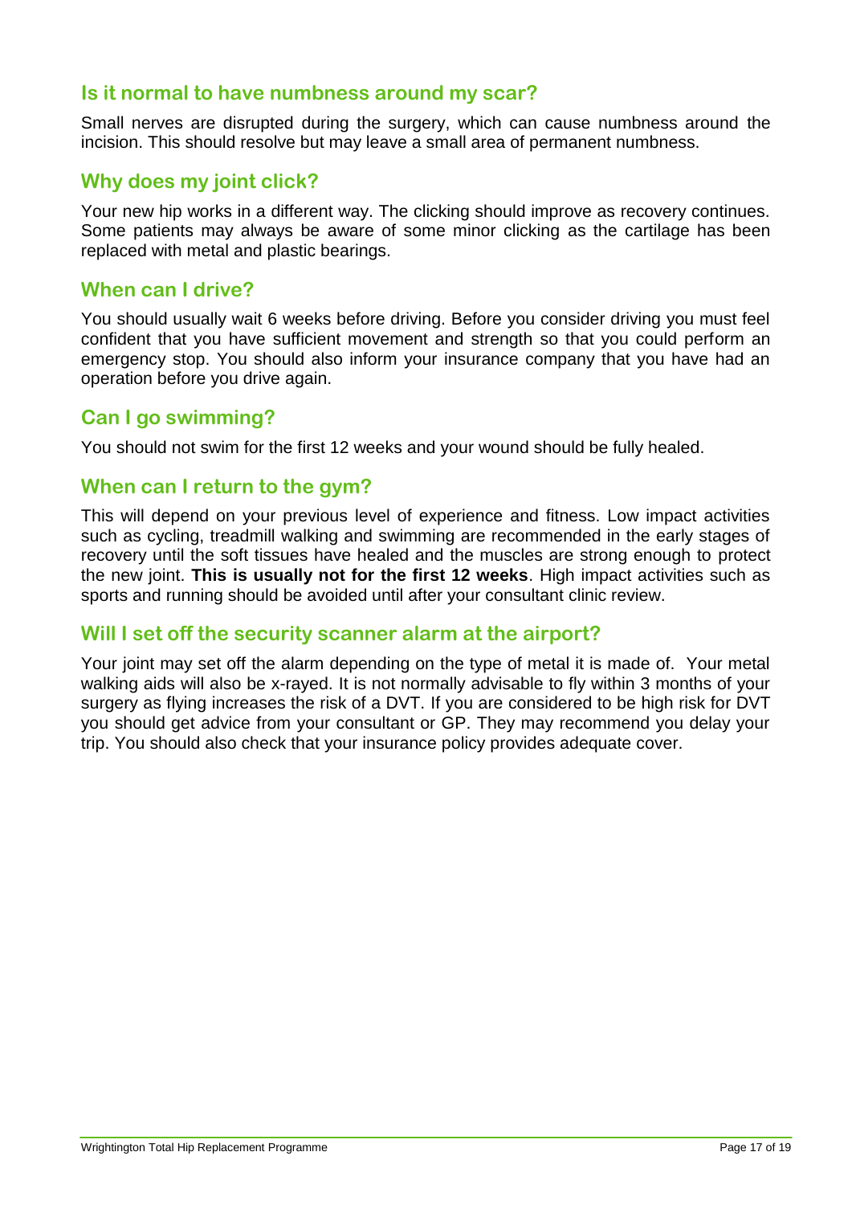## Is it normal to have numbness around my scar?

Small nerves are disrupted during the surgery, which can cause numbness around the incision. This should resolve but may leave a small area of permanent numbness.

## Why does my joint click?

Your new hip works in a different way. The clicking should improve as recovery continues. Some patients may always be aware of some minor clicking as the cartilage has been replaced with metal and plastic bearings.

## When can I drive?

You should usually wait 6 weeks before driving. Before you consider driving you must feel confident that you have sufficient movement and strength so that you could perform an emergency stop. You should also inform your insurance company that you have had an operation before you drive again.

## Can I go swimming?

You should not swim for the first 12 weeks and your wound should be fully healed.

## When can I return to the gym?

This will depend on your previous level of experience and fitness. Low impact activities such as cycling, treadmill walking and swimming are recommended in the early stages of recovery until the soft tissues have healed and the muscles are strong enough to protect the new joint. **This is usually not for the first 12 weeks**. High impact activities such as sports and running should be avoided until after your consultant clinic review.

## Will I set off the security scanner alarm at the airport?

Your joint may set off the alarm depending on the type of metal it is made of. Your metal walking aids will also be x-rayed. It is not normally advisable to fly within 3 months of your surgery as flying increases the risk of a DVT. If you are considered to be high risk for DVT you should get advice from your consultant or GP. They may recommend you delay your trip. You should also check that your insurance policy provides adequate cover.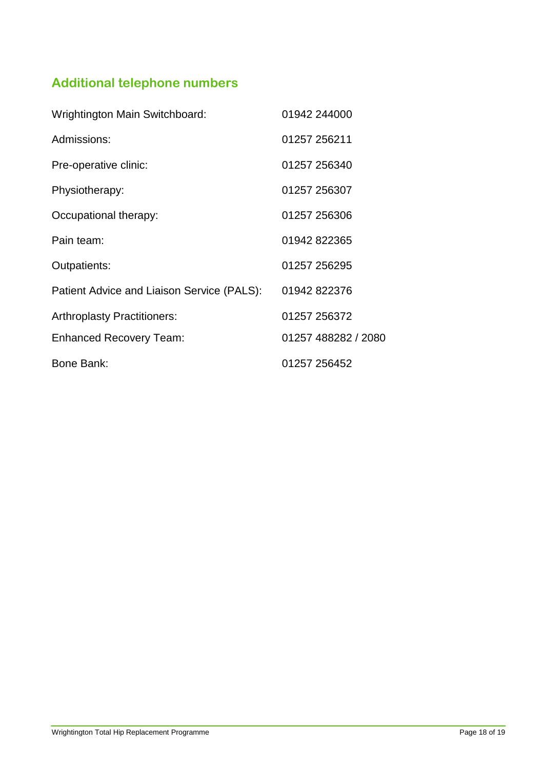## Additional telephone numbers

| | |
|---|---|
| Wrightington Main Switchboard: | 01942 244000 |
| Admissions: | 01257 256211 |
| Pre-operative clinic: | 01257 256340 |
| Physiotherapy: | 01257 256307 |
| Occupational therapy: | 01257 256306 |
| Pain team: | 01942 822365 |
| Outpatients: | 01257 256295 |
| Patient Advice and Liaison Service (PALS): | 01942 822376 |
| Arthroplasty Practitioners: | 01257 256372 |
| Enhanced Recovery Team: | 01257 488282 / 2080 |
| Bone Bank: | 01257 256452 |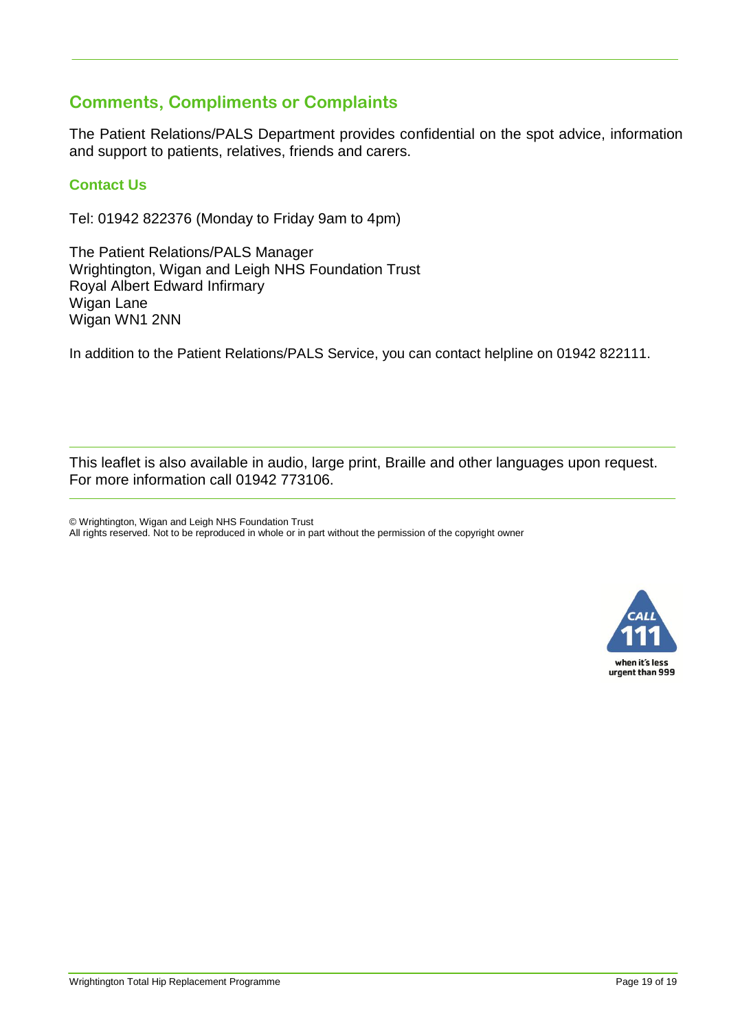## Comments, Compliments or Complaints

The Patient Relations/PALS Department provides confidential on the spot advice, information and support to patients, relatives, friends and carers.

### Contact Us

Tel: 01942 822376 (Monday to Friday 9am to 4pm)

The Patient Relations/PALS Manager
Wrightington, Wigan and Leigh NHS Foundation Trust
Royal Albert Edward Infirmary
Wigan Lane
Wigan WN1 2NN

In addition to the Patient Relations/PALS Service, you can contact helpline on 01942 822111.

---

This leaflet is also available in audio, large print, Braille and other languages upon request. For more information call 01942 773106.

---

© Wrightington, Wigan and Leigh NHS Foundation Trust
All rights reserved. Not to be reproduced in whole or in part without the permission of the copyright owner

CALL 111
when it's less urgent than 999